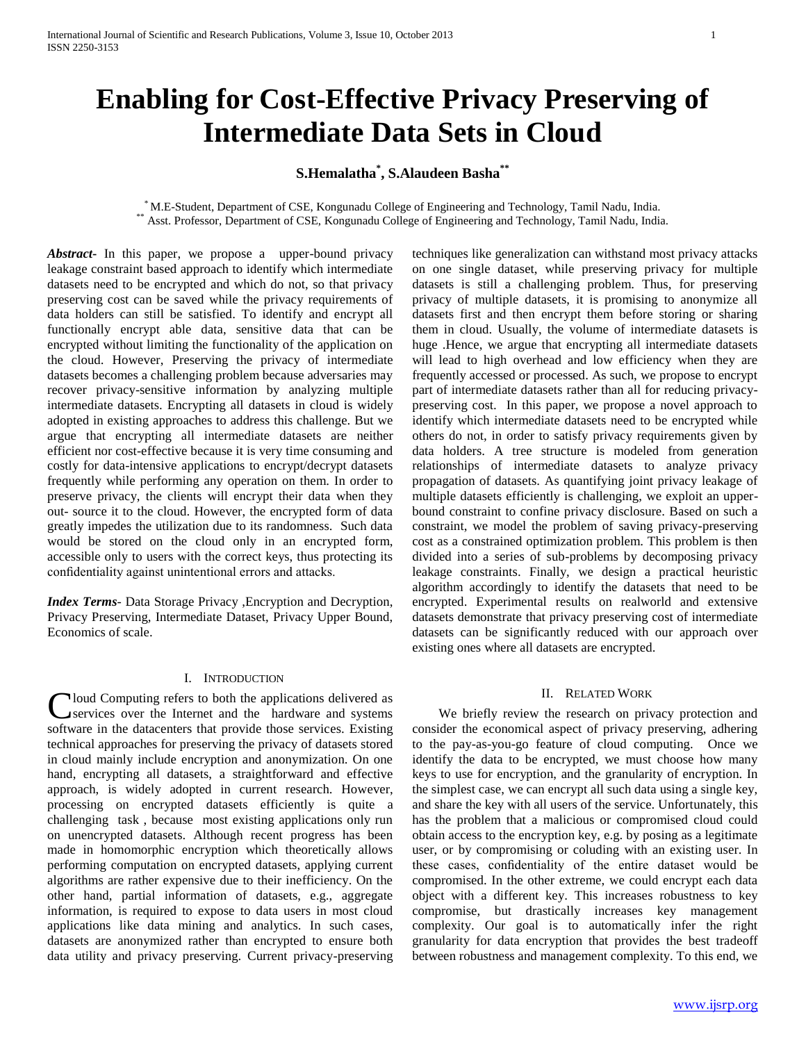# Enabling for Cost-Effective Privacy Preserving of Intermediate Data Sets in Cloud

**S.Hemalatha[*], S.Alaudeen Basha[**]**

[*] M.E-Student, Department of CSE, Kongunadu College of Engineering and Technology, Tamil Nadu, India.
[**] Asst. Professor, Department of CSE, Kongunadu College of Engineering and Technology, Tamil Nadu, India.

***Abstract-*** In this paper, we propose a upper-bound privacy leakage constraint based approach to identify which intermediate datasets need to be encrypted and which do not, so that privacy preserving cost can be saved while the privacy requirements of data holders can still be satisfied. To identify and encrypt all functionally encrypt able data, sensitive data that can be encrypted without limiting the functionality of the application on the cloud. However, Preserving the privacy of intermediate datasets becomes a challenging problem because adversaries may recover privacy-sensitive information by analyzing multiple intermediate datasets. Encrypting all datasets in cloud is widely adopted in existing approaches to address this challenge. But we argue that encrypting all intermediate datasets are neither efficient nor cost-effective because it is very time consuming and costly for data-intensive applications to encrypt/decrypt datasets frequently while performing any operation on them. In order to preserve privacy, the clients will encrypt their data when they out- source it to the cloud. However, the encrypted form of data greatly impedes the utilization due to its randomness. Such data would be stored on the cloud only in an encrypted form, accessible only to users with the correct keys, thus protecting its confidentiality against unintentional errors and attacks.

***Index Terms*-** Data Storage Privacy ,Encryption and Decryption, Privacy Preserving, Intermediate Dataset, Privacy Upper Bound, Economics of scale.

## I. Introduction

Cloud Computing refers to both the applications delivered as services over the Internet and the hardware and systems software in the datacenters that provide those services. Existing technical approaches for preserving the privacy of datasets stored in cloud mainly include encryption and anonymization. On one hand, encrypting all datasets, a straightforward and effective approach, is widely adopted in current research. However, processing on encrypted datasets efficiently is quite a challenging task , because most existing applications only run on unencrypted datasets. Although recent progress has been made in homomorphic encryption which theoretically allows performing computation on encrypted datasets, applying current algorithms are rather expensive due to their inefficiency. On the other hand, partial information of datasets, e.g., aggregate information, is required to expose to data users in most cloud applications like data mining and analytics. In such cases, datasets are anonymized rather than encrypted to ensure both data utility and privacy preserving. Current privacy-preserving techniques like generalization can withstand most privacy attacks on one single dataset, while preserving privacy for multiple datasets is still a challenging problem. Thus, for preserving privacy of multiple datasets, it is promising to anonymize all datasets first and then encrypt them before storing or sharing them in cloud. Usually, the volume of intermediate datasets is huge .Hence, we argue that encrypting all intermediate datasets will lead to high overhead and low efficiency when they are frequently accessed or processed. As such, we propose to encrypt part of intermediate datasets rather than all for reducing privacy-preserving cost. In this paper, we propose a novel approach to identify which intermediate datasets need to be encrypted while others do not, in order to satisfy privacy requirements given by data holders. A tree structure is modeled from generation relationships of intermediate datasets to analyze privacy propagation of datasets. As quantifying joint privacy leakage of multiple datasets efficiently is challenging, we exploit an upper-bound constraint to confine privacy disclosure. Based on such a constraint, we model the problem of saving privacy-preserving cost as a constrained optimization problem. This problem is then divided into a series of sub-problems by decomposing privacy leakage constraints. Finally, we design a practical heuristic algorithm accordingly to identify the datasets that need to be encrypted. Experimental results on realworld and extensive datasets demonstrate that privacy preserving cost of intermediate datasets can be significantly reduced with our approach over existing ones where all datasets are encrypted.

## II. Related Work

We briefly review the research on privacy protection and consider the economical aspect of privacy preserving, adhering to the pay-as-you-go feature of cloud computing. Once we identify the data to be encrypted, we must choose how many keys to use for encryption, and the granularity of encryption. In the simplest case, we can encrypt all such data using a single key, and share the key with all users of the service. Unfortunately, this has the problem that a malicious or compromised cloud could obtain access to the encryption key, e.g. by posing as a legitimate user, or by compromising or coluding with an existing user. In these cases, confidentiality of the entire dataset would be compromised. In the other extreme, we could encrypt each data object with a different key. This increases robustness to key compromise, but drastically increases key management complexity. Our goal is to automatically infer the right granularity for data encryption that provides the best tradeoff between robustness and management complexity. To this end, we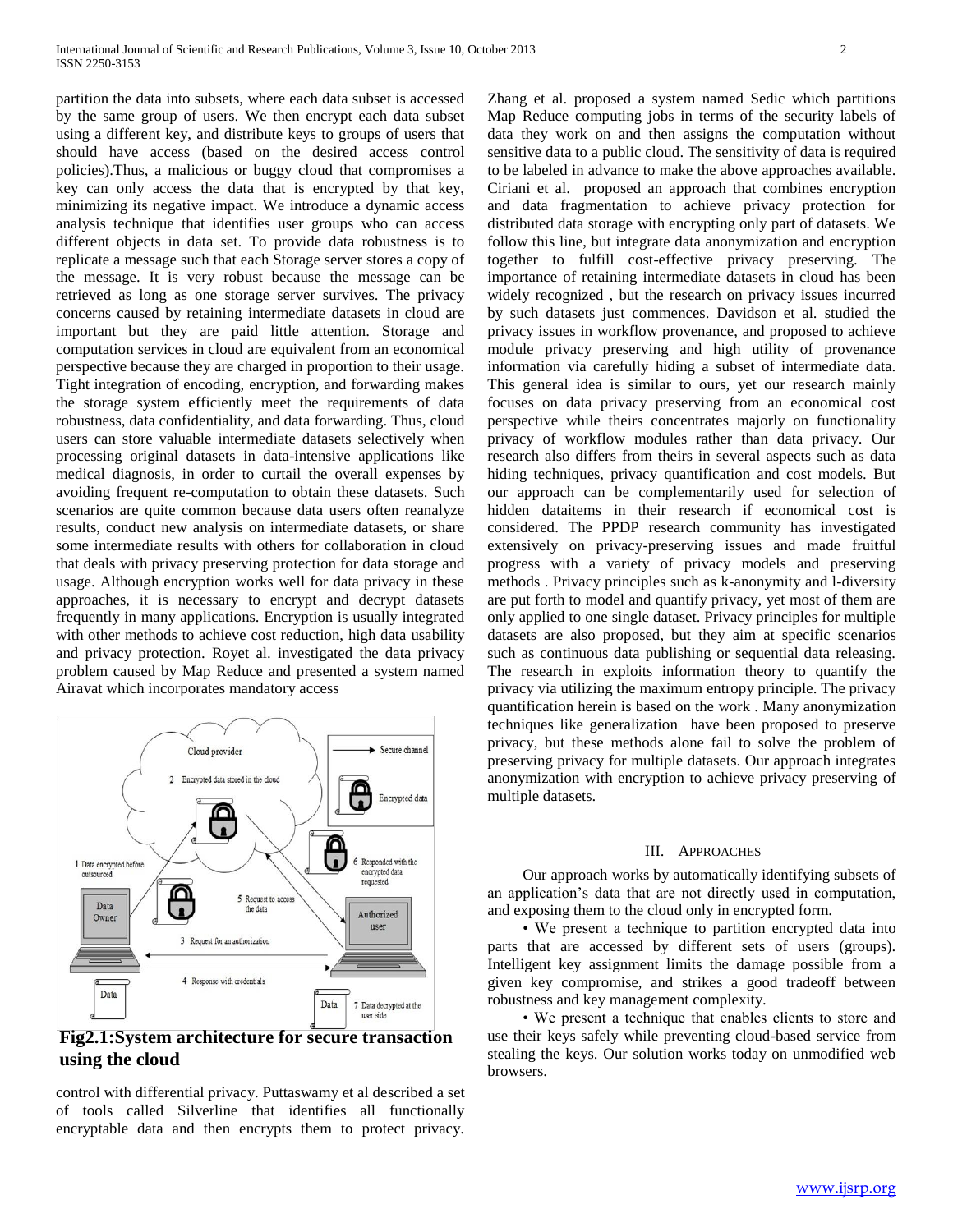partition the data into subsets, where each data subset is accessed by the same group of users. We then encrypt each data subset using a different key, and distribute keys to groups of users that should have access (based on the desired access control policies).Thus, a malicious or buggy cloud that compromises a key can only access the data that is encrypted by that key, minimizing its negative impact. We introduce a dynamic access analysis technique that identifies user groups who can access different objects in data set. To provide data robustness is to replicate a message such that each Storage server stores a copy of the message. It is very robust because the message can be retrieved as long as one storage server survives. The privacy concerns caused by retaining intermediate datasets in cloud are important but they are paid little attention. Storage and computation services in cloud are equivalent from an economical perspective because they are charged in proportion to their usage. Tight integration of encoding, encryption, and forwarding makes the storage system efficiently meet the requirements of data robustness, data confidentiality, and data forwarding. Thus, cloud users can store valuable intermediate datasets selectively when processing original datasets in data-intensive applications like medical diagnosis, in order to curtail the overall expenses by avoiding frequent re-computation to obtain these datasets. Such scenarios are quite common because data users often reanalyze results, conduct new analysis on intermediate datasets, or share some intermediate results with others for collaboration in cloud that deals with privacy preserving protection for data storage and usage. Although encryption works well for data privacy in these approaches, it is necessary to encrypt and decrypt datasets frequently in many applications. Encryption is usually integrated with other methods to achieve cost reduction, high data usability and privacy protection. Royet al. investigated the data privacy problem caused by Map Reduce and presented a system named Airavat which incorporates mandatory access

**Fig2.1:System architecture for secure transaction using the cloud**

control with differential privacy. Puttaswamy et al described a set of tools called Silverline that identifies all functionally encryptable data and then encrypts them to protect privacy. Zhang et al. proposed a system named Sedic which partitions Map Reduce computing jobs in terms of the security labels of data they work on and then assigns the computation without sensitive data to a public cloud. The sensitivity of data is required to be labeled in advance to make the above approaches available. Ciriani et al. proposed an approach that combines encryption and data fragmentation to achieve privacy protection for distributed data storage with encrypting only part of datasets. We follow this line, but integrate data anonymization and encryption together to fulfill cost-effective privacy preserving. The importance of retaining intermediate datasets in cloud has been widely recognized , but the research on privacy issues incurred by such datasets just commences. Davidson et al. studied the privacy issues in workflow provenance, and proposed to achieve module privacy preserving and high utility of provenance information via carefully hiding a subset of intermediate data. This general idea is similar to ours, yet our research mainly focuses on data privacy preserving from an economical cost perspective while theirs concentrates majorly on functionality privacy of workflow modules rather than data privacy. Our research also differs from theirs in several aspects such as data hiding techniques, privacy quantification and cost models. But our approach can be complementarily used for selection of hidden dataitems in their research if economical cost is considered. The PPDP research community has investigated extensively on privacy-preserving issues and made fruitful progress with a variety of privacy models and preserving methods . Privacy principles such as k-anonymity and l-diversity are put forth to model and quantify privacy, yet most of them are only applied to one single dataset. Privacy principles for multiple datasets are also proposed, but they aim at specific scenarios such as continuous data publishing or sequential data releasing. The research in exploits information theory to quantify the privacy via utilizing the maximum entropy principle. The privacy quantification herein is based on the work . Many anonymization techniques like generalization have been proposed to preserve privacy, but these methods alone fail to solve the problem of preserving privacy for multiple datasets. Our approach integrates anonymization with encryption to achieve privacy preserving of multiple datasets.

## III. Approaches

Our approach works by automatically identifying subsets of an application's data that are not directly used in computation, and exposing them to the cloud only in encrypted form.

• We present a technique to partition encrypted data into parts that are accessed by different sets of users (groups). Intelligent key assignment limits the damage possible from a given key compromise, and strikes a good tradeoff between robustness and key management complexity.

• We present a technique that enables clients to store and use their keys safely while preventing cloud-based service from stealing the keys. Our solution works today on unmodified web browsers.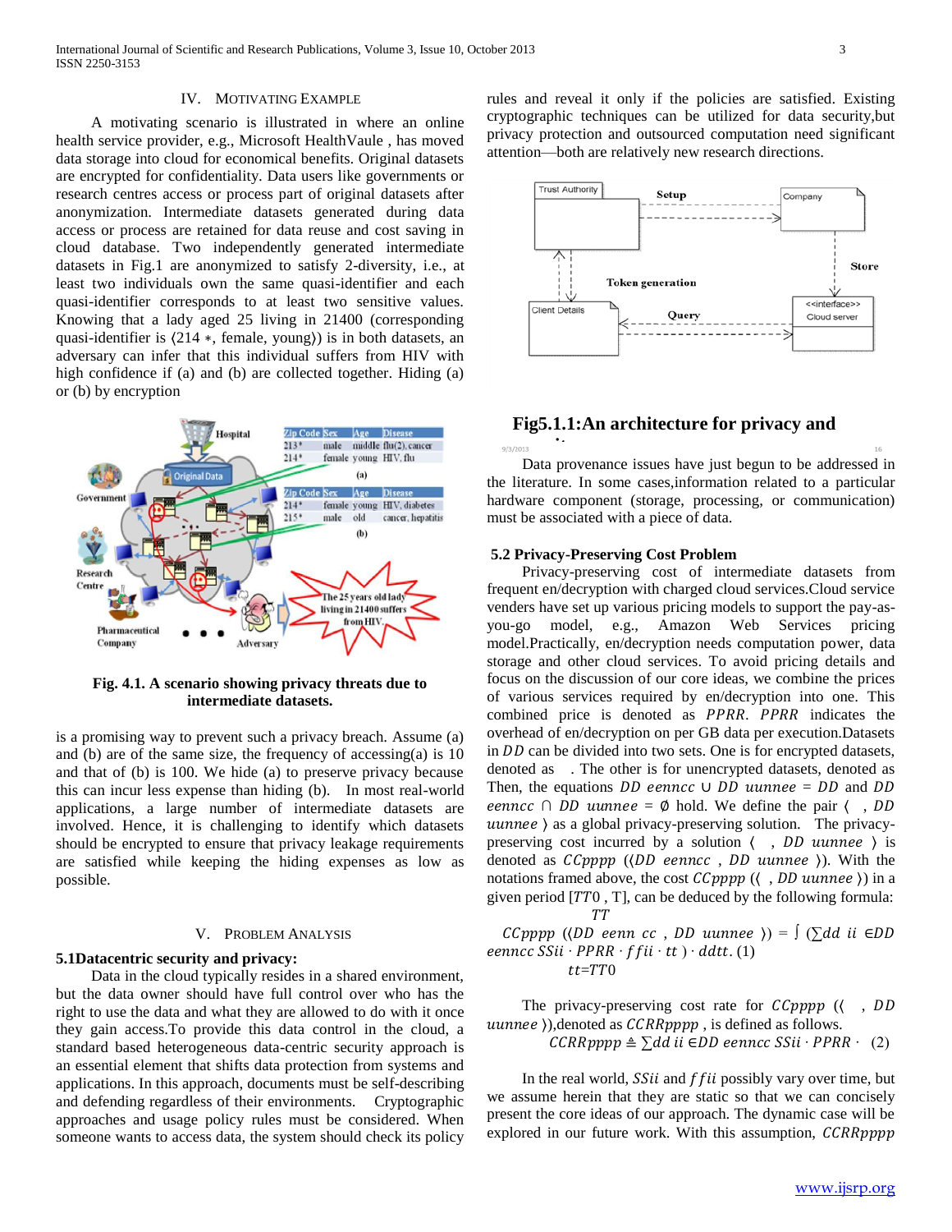## IV. Motivating Example

A motivating scenario is illustrated in where an online health service provider, e.g., Microsoft HealthVaule , has moved data storage into cloud for economical benefits. Original datasets are encrypted for confidentiality. Data users like governments or research centres access or process part of original datasets after anonymization. Intermediate datasets generated during data access or process are retained for data reuse and cost saving in cloud database. Two independently generated intermediate datasets in Fig.1 are anonymized to satisfy 2-diversity, i.e., at least two individuals own the same quasi-identifier and each quasi-identifier corresponds to at least two sensitive values. Knowing that a lady aged 25 living in 21400 (corresponding quasi-identifier is ⟨214 ∗, female, young⟩) is in both datasets, an adversary can infer that this individual suffers from HIV with high confidence if (a) and (b) are collected together. Hiding (a) or (b) by encryption

**Fig. 4.1. A scenario showing privacy threats due to intermediate datasets.**

is a promising way to prevent such a privacy breach. Assume (a) and (b) are of the same size, the frequency of accessing(a) is 10 and that of (b) is 100. We hide (a) to preserve privacy because this can incur less expense than hiding (b). In most real-world applications, a large number of intermediate datasets are involved. Hence, it is challenging to identify which datasets should be encrypted to ensure that privacy leakage requirements are satisfied while keeping the hiding expenses as low as possible.

## V. Problem Analysis

### 5.1Datacentric security and privacy:

Data in the cloud typically resides in a shared environment, but the data owner should have full control over who has the right to use the data and what they are allowed to do with it once they gain access.To provide this data control in the cloud, a standard based heterogeneous data-centric security approach is an essential element that shifts data protection from systems and applications. In this approach, documents must be self-describing and defending regardless of their environments. Cryptographic approaches and usage policy rules must be considered. When someone wants to access data, the system should check its policy rules and reveal it only if the policies are satisfied. Existing cryptographic techniques can be utilized for data security,but privacy protection and outsourced computation need significant attention—both are relatively new research directions.

**Fig5.1.1:An architecture for privacy and**

Data provenance issues have just begun to be addressed in the literature. In some cases,information related to a particular hardware component (storage, processing, or communication) must be associated with a piece of data.

### 5.2 Privacy-Preserving Cost Problem

Privacy-preserving cost of intermediate datasets from frequent en/decryption with charged cloud services.Cloud service venders have set up various pricing models to support the pay-as-you-go model, e.g., Amazon Web Services pricing model.Practically, en/decryption needs computation power, data storage and other cloud services. To avoid pricing details and focus on the discussion of our core ideas, we combine the prices of various services required by en/decryption into one. This combined price is denoted as $PPRR$. $PPRR$ indicates the overhead of en/decryption on per GB data per execution.Datasets in $DD$ can be divided into two sets. One is for encrypted datasets, denoted as . The other is for unencrypted datasets, denoted as Then, the equations $DD\ eenncc \cup DD\ uunnee = DD$ and $DD\ eenncc \cap DD\ uunnee = \emptyset$ hold. We define the pair ⟨ , $DD\ uunnee$ ⟩ as a global privacy-preserving solution. The privacy-preserving cost incurred by a solution ⟨ , $DD\ uunnee$ ⟩ is denoted as $CCpppp$ (⟨$DD\ eenncc$ , $DD\ uunnee$ ⟩). With the notations framed above, the cost $CCpppp$ (⟨ , $DD\ uunnee$ ⟩) in a given period [$TT0$ , T], can be deduced by the following formula:

$$CCpppp\ (\langle DD\ eenn\ cc\ ,\ DD\ uunnee\ \rangle) = \int_{tt=TT0}^{TT} \left(\sum dd\ ii \in DD\ eenncc\ SSii \cdot PPRR \cdot ffii \cdot tt\right) \cdot ddtt. \quad (1)$$

The privacy-preserving cost rate for $CCpppp$ (⟨ , $DD\ uunnee$ ⟩),denoted as $CCRRpppp$ , is defined as follows.

$$CCRRpppp \triangleq \sum dd\ ii \in DD\ eenncc\ SSii \cdot PPRR \cdot \quad (2)$$

In the real world, $SSii$ and $ffii$ possibly vary over time, but we assume herein that they are static so that we can concisely present the core ideas of our approach. The dynamic case will be explored in our future work. With this assumption, $CCRRpppp$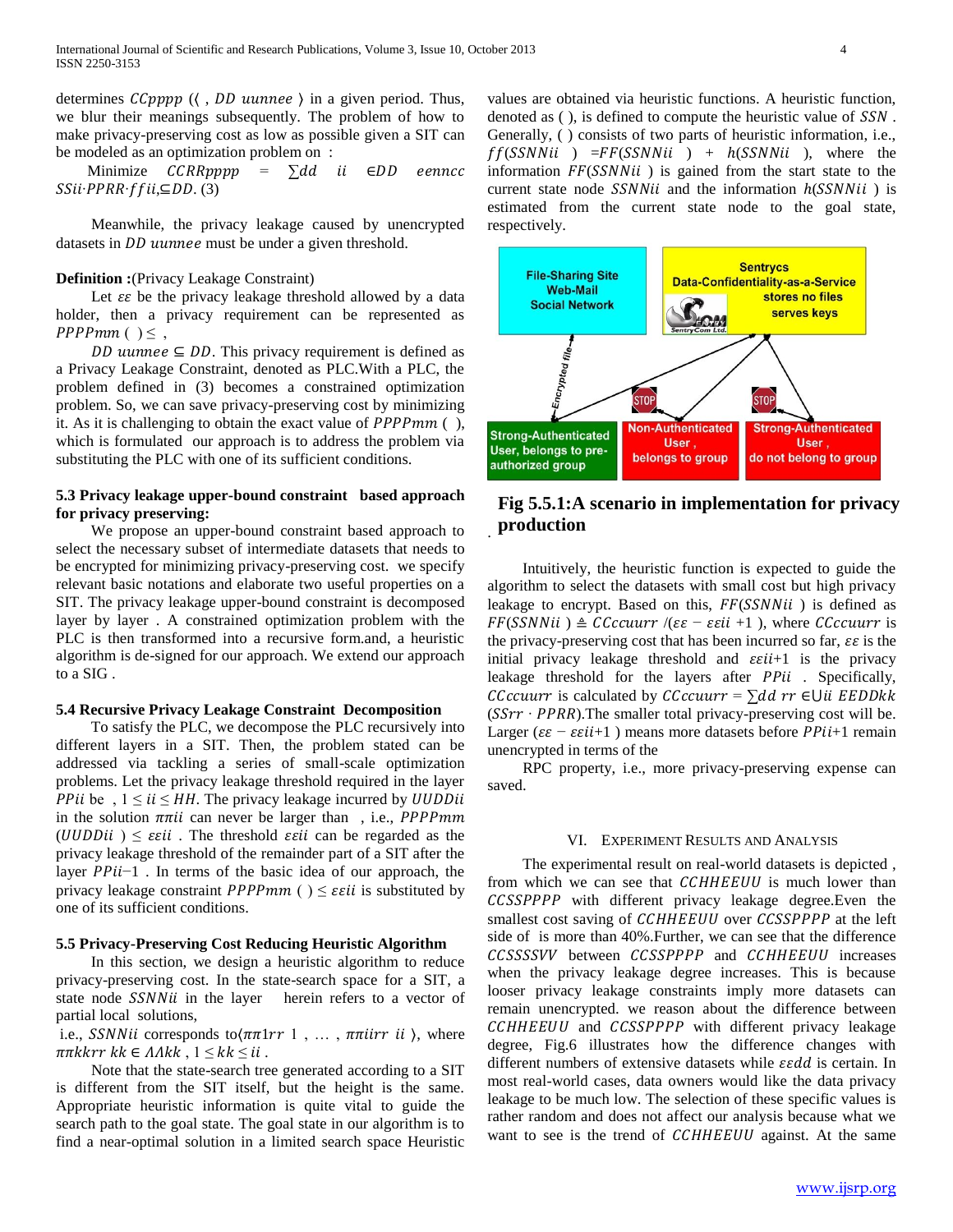determines $CCpppp$ (⟨ , $DD\ uunnee$ ⟩ in a given period. Thus, we blur their meanings subsequently. The problem of how to make privacy-preserving cost as low as possible given a SIT can be modeled as an optimization problem on :

Minimize $CCRRpppp = \sum dd\ ii \in DD\ eenncc\ SSii \cdot PPRR \cdot ffii, \subseteq DD$. (3)

Meanwhile, the privacy leakage caused by unencrypted datasets in $DD\ uunnee$ must be under a given threshold.

**Definition :**(Privacy Leakage Constraint)

Let $\varepsilon\varepsilon$ be the privacy leakage threshold allowed by a data holder, then a privacy requirement can be represented as $PPPPmm$ ( ) ≤ ,

$DD\ uunnee \subseteq DD$. This privacy requirement is defined as a Privacy Leakage Constraint, denoted as PLC.With a PLC, the problem defined in (3) becomes a constrained optimization problem. So, we can save privacy-preserving cost by minimizing it. As it is challenging to obtain the exact value of $PPPPmm$ ( ), which is formulated our approach is to address the problem via substituting the PLC with one of its sufficient conditions.

### 5.3 Privacy leakage upper-bound constraint based approach for privacy preserving:

We propose an upper-bound constraint based approach to select the necessary subset of intermediate datasets that needs to be encrypted for minimizing privacy-preserving cost. we specify relevant basic notations and elaborate two useful properties on a SIT. The privacy leakage upper-bound constraint is decomposed layer by layer . A constrained optimization problem with the PLC is then transformed into a recursive form.and, a heuristic algorithm is de-signed for our approach. We extend our approach to a SIG .

### 5.4 Recursive Privacy Leakage Constraint Decomposition

To satisfy the PLC, we decompose the PLC recursively into different layers in a SIT. Then, the problem stated can be addressed via tackling a series of small-scale optimization problems. Let the privacy leakage threshold required in the layer $PPii$ be , $1 \leq ii \leq HH$. The privacy leakage incurred by $UUDDii$ in the solution $\pi\pi ii$ can never be larger than , i.e., $PPPPmm$ ($UUDDii$ ) ≤ $\varepsilon\varepsilon ii$ . The threshold $\varepsilon\varepsilon ii$ can be regarded as the privacy leakage threshold of the remainder part of a SIT after the layer $PPii$−1 . In terms of the basic idea of our approach, the privacy leakage constraint $PPPPmm$ ( ) ≤ $\varepsilon\varepsilon ii$ is substituted by one of its sufficient conditions.

### 5.5 Privacy-Preserving Cost Reducing Heuristic Algorithm

In this section, we design a heuristic algorithm to reduce privacy-preserving cost. In the state-search space for a SIT, a state node $SSNNii$ in the layer herein refers to a vector of partial local solutions,

i.e., $SSNNii$ corresponds to⟨$\pi\pi 1rr$ 1 , … , $\pi\pi iirr\ ii$ ⟩, where $\pi\pi kkrr\ kk \in \Lambda\Lambda kk$ , $1 \leq kk \leq ii$ .

Note that the state-search tree generated according to a SIT is different from the SIT itself, but the height is the same. Appropriate heuristic information is quite vital to guide the search path to the goal state. The goal state in our algorithm is to find a near-optimal solution in a limited search space Heuristic values are obtained via heuristic functions. A heuristic function, denoted as ( ), is defined to compute the heuristic value of $SSN$ . Generally, ( ) consists of two parts of heuristic information, i.e., $ff(SSNNii) = FF(SSNNii) + h(SSNNii)$, where the information $FF(SSNNii)$ is gained from the start state to the current state node $SSNNii$ and the information $h(SSNNii)$ is estimated from the current state node to the goal state, respectively.

**Fig 5.5.1:A scenario in implementation for privacy production**

Intuitively, the heuristic function is expected to guide the algorithm to select the datasets with small cost but high privacy leakage to encrypt. Based on this, $FF(SSNNii)$ is defined as $FF(SSNNii) \triangleq CCccuurr / (\varepsilon\varepsilon - \varepsilon\varepsilon ii + 1)$, where $CCccuurr$ is the privacy-preserving cost that has been incurred so far, $\varepsilon\varepsilon$ is the initial privacy leakage threshold and $\varepsilon\varepsilon ii$+1 is the privacy leakage threshold for the layers after $PPii$ . Specifically, $CCccuurr$ is calculated by $CCccuurr = \sum dd\ rr \in \cup ii\ EEDDkk$ ($SSrr \cdot PPRR$).The smaller total privacy-preserving cost will be. Larger ($\varepsilon\varepsilon - \varepsilon\varepsilon ii$+1 ) means more datasets before $PPii$+1 remain unencrypted in terms of the

RPC property, i.e., more privacy-preserving expense can saved.

## VI. Experiment Results and Analysis

The experimental result on real-world datasets is depicted , from which we can see that $CCHHEEUU$ is much lower than $CCSSPPPP$ with different privacy leakage degree.Even the smallest cost saving of $CCHHEEUU$ over $CCSSPPPP$ at the left side of is more than 40%.Further, we can see that the difference $CCSSSSVV$ between $CCSSPPPP$ and $CCHHEEUU$ increases when the privacy leakage degree increases. This is because looser privacy leakage constraints imply more datasets can remain unencrypted. we reason about the difference between $CCHHEEUU$ and $CCSSPPPP$ with different privacy leakage degree, Fig.6 illustrates how the difference changes with different numbers of extensive datasets while $\varepsilon\varepsilon dd$ is certain. In most real-world cases, data owners would like the data privacy leakage to be much low. The selection of these specific values is rather random and does not affect our analysis because what we want to see is the trend of $CCHHEEUU$ against. At the same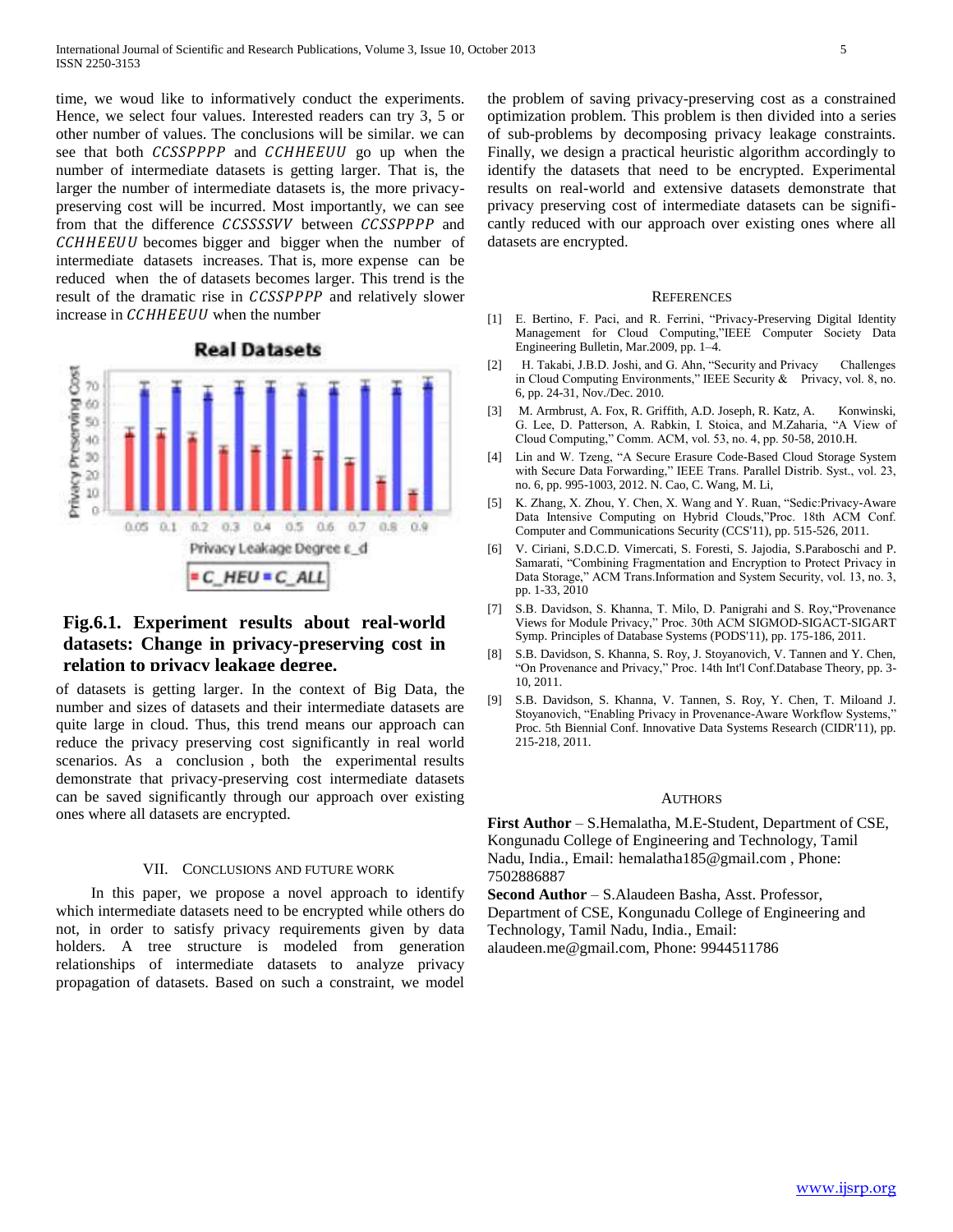time, we woud like to informatively conduct the experiments. Hence, we select four values. Interested readers can try 3, 5 or other number of values. The conclusions will be similar. we can see that both $CCSSPPPP$ and $CCHHEEUU$ go up when the number of intermediate datasets is getting larger. That is, the larger the number of intermediate datasets is, the more privacy-preserving cost will be incurred. Most importantly, we can see from that the difference $CCSSSSVV$ between $CCSSPPPP$ and $CCHHEEUU$ becomes bigger and bigger when the number of intermediate datasets increases. That is, more expense can be reduced when the of datasets becomes larger. This trend is the result of the dramatic rise in $CCSSPPPP$ and relatively slower increase in $CCHHEEUU$ when the number

Real Datasets

Privacy Preserving Cost

70
60
50
40
30
20
10
0

0.05 0.1 0.2 0.3 0.4 0.5 0.6 0.7 0.8 0.9

Privacy Leakage Degree ε_d

C_HEU C_ALL

**Fig.6.1. Experiment results about real-world datasets: Change in privacy-preserving cost in relation to privacy leakage degree.**

of datasets is getting larger. In the context of Big Data, the number and sizes of datasets and their intermediate datasets are quite large in cloud. Thus, this trend means our approach can reduce the privacy preserving cost significantly in real world scenarios. As a conclusion , both the experimental results demonstrate that privacy-preserving cost intermediate datasets can be saved significantly through our approach over existing ones where all datasets are encrypted.

## VII. Conclusions and Future Work

In this paper, we propose a novel approach to identify which intermediate datasets need to be encrypted while others do not, in order to satisfy privacy requirements given by data holders. A tree structure is modeled from generation relationships of intermediate datasets to analyze privacy propagation of datasets. Based on such a constraint, we model the problem of saving privacy-preserving cost as a constrained optimization problem. This problem is then divided into a series of sub-problems by decomposing privacy leakage constraints. Finally, we design a practical heuristic algorithm accordingly to identify the datasets that need to be encrypted. Experimental results on real-world and extensive datasets demonstrate that privacy preserving cost of intermediate datasets can be significantly reduced with our approach over existing ones where all datasets are encrypted.

## References

[1] E. Bertino, F. Paci, and R. Ferrini, "Privacy-Preserving Digital Identity Management for Cloud Computing,"IEEE Computer Society Data Engineering Bulletin, Mar.2009, pp. 1–4.

[2] H. Takabi, J.B.D. Joshi, and G. Ahn, "Security and Privacy Challenges in Cloud Computing Environments," IEEE Security & Privacy, vol. 8, no. 6, pp. 24-31, Nov./Dec. 2010.

[3] M. Armbrust, A. Fox, R. Griffith, A.D. Joseph, R. Katz, A. Konwinski, G. Lee, D. Patterson, A. Rabkin, I. Stoica, and M.Zaharia, "A View of Cloud Computing," Comm. ACM, vol. 53, no. 4, pp. 50-58, 2010.H.

[4] Lin and W. Tzeng, "A Secure Erasure Code-Based Cloud Storage System with Secure Data Forwarding," IEEE Trans. Parallel Distrib. Syst., vol. 23, no. 6, pp. 995-1003, 2012. N. Cao, C. Wang, M. Li,

[5] K. Zhang, X. Zhou, Y. Chen, X. Wang and Y. Ruan, "Sedic:Privacy-Aware Data Intensive Computing on Hybrid Clouds,"Proc. 18th ACM Conf. Computer and Communications Security (CCS'11), pp. 515-526, 2011.

[6] V. Ciriani, S.D.C.D. Vimercati, S. Foresti, S. Jajodia, S.Paraboschi and P. Samarati, "Combining Fragmentation and Encryption to Protect Privacy in Data Storage," ACM Trans.Information and System Security, vol. 13, no. 3, pp. 1-33, 2010

[7] S.B. Davidson, S. Khanna, T. Milo, D. Panigrahi and S. Roy,"Provenance Views for Module Privacy," Proc. 30th ACM SIGMOD-SIGACT-SIGART Symp. Principles of Database Systems (PODS'11), pp. 175-186, 2011.

[8] S.B. Davidson, S. Khanna, S. Roy, J. Stoyanovich, V. Tannen and Y. Chen, "On Provenance and Privacy," Proc. 14th Int'l Conf.Database Theory, pp. 3-10, 2011.

[9] S.B. Davidson, S. Khanna, V. Tannen, S. Roy, Y. Chen, T. Miloand J. Stoyanovich, "Enabling Privacy in Provenance-Aware Workflow Systems," Proc. 5th Biennial Conf. Innovative Data Systems Research (CIDR'11), pp. 215-218, 2011.

## Authors

**First Author** – S.Hemalatha, M.E-Student, Department of CSE, Kongunadu College of Engineering and Technology, Tamil Nadu, India., Email: hemalatha185@gmail.com , Phone: 7502886887

**Second Author** – S.Alaudeen Basha, Asst. Professor, Department of CSE, Kongunadu College of Engineering and Technology, Tamil Nadu, India., Email: alaudeen.me@gmail.com, Phone: 9944511786